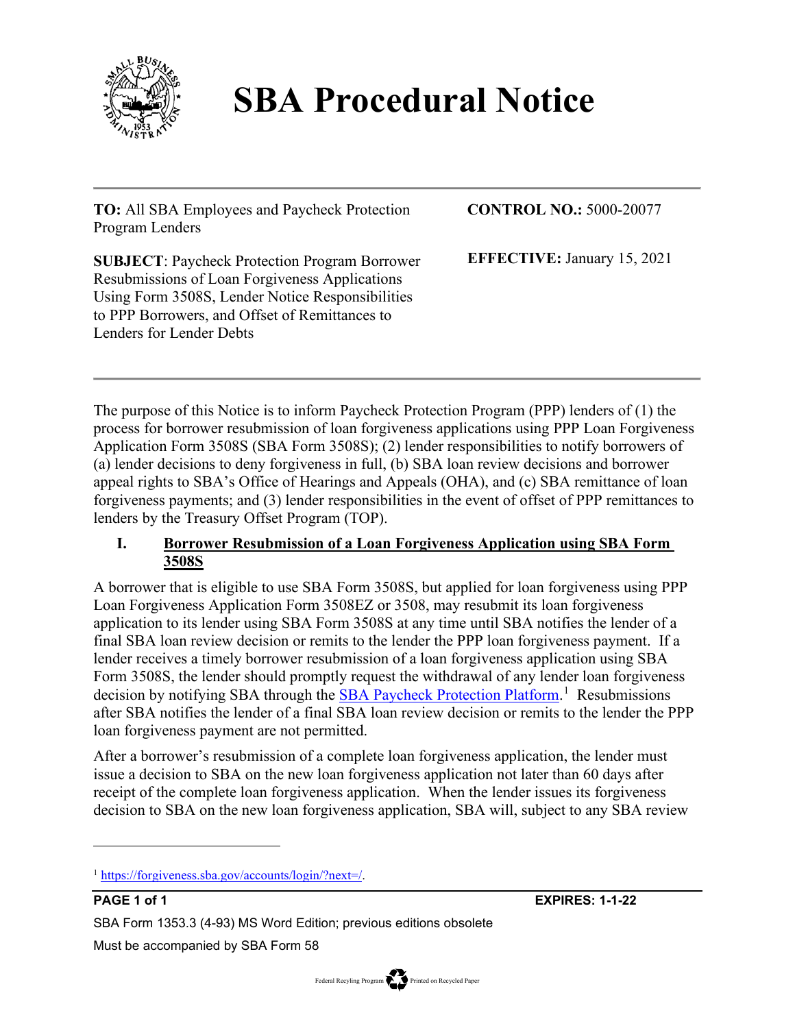# SBA Procedural Notice

**TO:** All SBA Employees and Paycheck Protection Program Lenders

**CONTROL NO.:** 5000-20077

**SUBJECT**: Paycheck Protection Program Borrower Resubmissions of Loan Forgiveness Applications Using Form 3508S, Lender Notice Responsibilities to PPP Borrowers, and Offset of Remittances to Lenders for Lender Debts

**EFFECTIVE:** January 15, 2021

The purpose of this Notice is to inform Paycheck Protection Program (PPP) lenders of (1) the process for borrower resubmission of loan forgiveness applications using PPP Loan Forgiveness Application Form 3508S (SBA Form 3508S); (2) lender responsibilities to notify borrowers of (a) lender decisions to deny forgiveness in full, (b) SBA loan review decisions and borrower appeal rights to SBA's Office of Hearings and Appeals (OHA), and (c) SBA remittance of loan forgiveness payments; and (3) lender responsibilities in the event of offset of PPP remittances to lenders by the Treasury Offset Program (TOP).

## I. Borrower Resubmission of a Loan Forgiveness Application using SBA Form 3508S

A borrower that is eligible to use SBA Form 3508S, but applied for loan forgiveness using PPP Loan Forgiveness Application Form 3508EZ or 3508, may resubmit its loan forgiveness application to its lender using SBA Form 3508S at any time until SBA notifies the lender of a final SBA loan review decision or remits to the lender the PPP loan forgiveness payment. If a lender receives a timely borrower resubmission of a loan forgiveness application using SBA Form 3508S, the lender should promptly request the withdrawal of any lender loan forgiveness decision by notifying SBA through the SBA Paycheck Protection Platform.[1] Resubmissions after SBA notifies the lender of a final SBA loan review decision or remits to the lender the PPP loan forgiveness payment are not permitted.

After a borrower's resubmission of a complete loan forgiveness application, the lender must issue a decision to SBA on the new loan forgiveness application not later than 60 days after receipt of the complete loan forgiveness application. When the lender issues its forgiveness decision to SBA on the new loan forgiveness application, SBA will, subject to any SBA review

[1] https://forgiveness.sba.gov/accounts/login/?next=/.

EXPIRES: 1-1-22

SBA Form 1353.3 (4-93) MS Word Edition; previous editions obsolete

Must be accompanied by SBA Form 58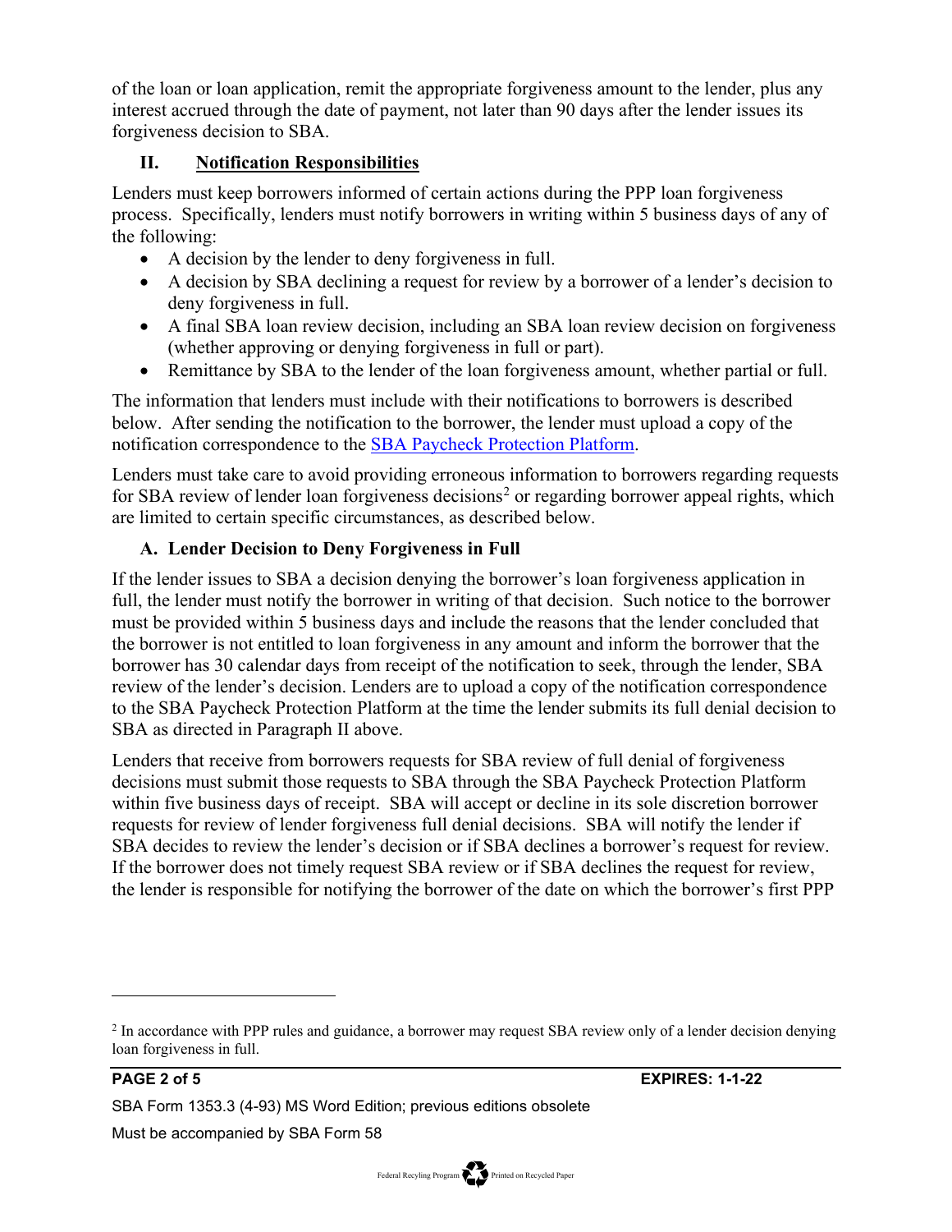of the loan or loan application, remit the appropriate forgiveness amount to the lender, plus any interest accrued through the date of payment, not later than 90 days after the lender issues its forgiveness decision to SBA.

## II. Notification Responsibilities

Lenders must keep borrowers informed of certain actions during the PPP loan forgiveness process. Specifically, lenders must notify borrowers in writing within 5 business days of any of the following:

- A decision by the lender to deny forgiveness in full.
- A decision by SBA declining a request for review by a borrower of a lender's decision to deny forgiveness in full.
- A final SBA loan review decision, including an SBA loan review decision on forgiveness (whether approving or denying forgiveness in full or part).
- Remittance by SBA to the lender of the loan forgiveness amount, whether partial or full.

The information that lenders must include with their notifications to borrowers is described below. After sending the notification to the borrower, the lender must upload a copy of the notification correspondence to the SBA Paycheck Protection Platform.

Lenders must take care to avoid providing erroneous information to borrowers regarding requests for SBA review of lender loan forgiveness decisions[2] or regarding borrower appeal rights, which are limited to certain specific circumstances, as described below.

### A. Lender Decision to Deny Forgiveness in Full

If the lender issues to SBA a decision denying the borrower's loan forgiveness application in full, the lender must notify the borrower in writing of that decision. Such notice to the borrower must be provided within 5 business days and include the reasons that the lender concluded that the borrower is not entitled to loan forgiveness in any amount and inform the borrower that the borrower has 30 calendar days from receipt of the notification to seek, through the lender, SBA review of the lender's decision. Lenders are to upload a copy of the notification correspondence to the SBA Paycheck Protection Platform at the time the lender submits its full denial decision to SBA as directed in Paragraph II above.

Lenders that receive from borrowers requests for SBA review of full denial of forgiveness decisions must submit those requests to SBA through the SBA Paycheck Protection Platform within five business days of receipt. SBA will accept or decline in its sole discretion borrower requests for review of lender forgiveness full denial decisions. SBA will notify the lender if SBA decides to review the lender's decision or if SBA declines a borrower's request for review. If the borrower does not timely request SBA review or if SBA declines the request for review, the lender is responsible for notifying the borrower of the date on which the borrower's first PPP

---

[2] In accordance with PPP rules and guidance, a borrower may request SBA review only of a lender decision denying loan forgiveness in full.

EXPIRES: 1-1-22

SBA Form 1353.3 (4-93) MS Word Edition; previous editions obsolete

Must be accompanied by SBA Form 58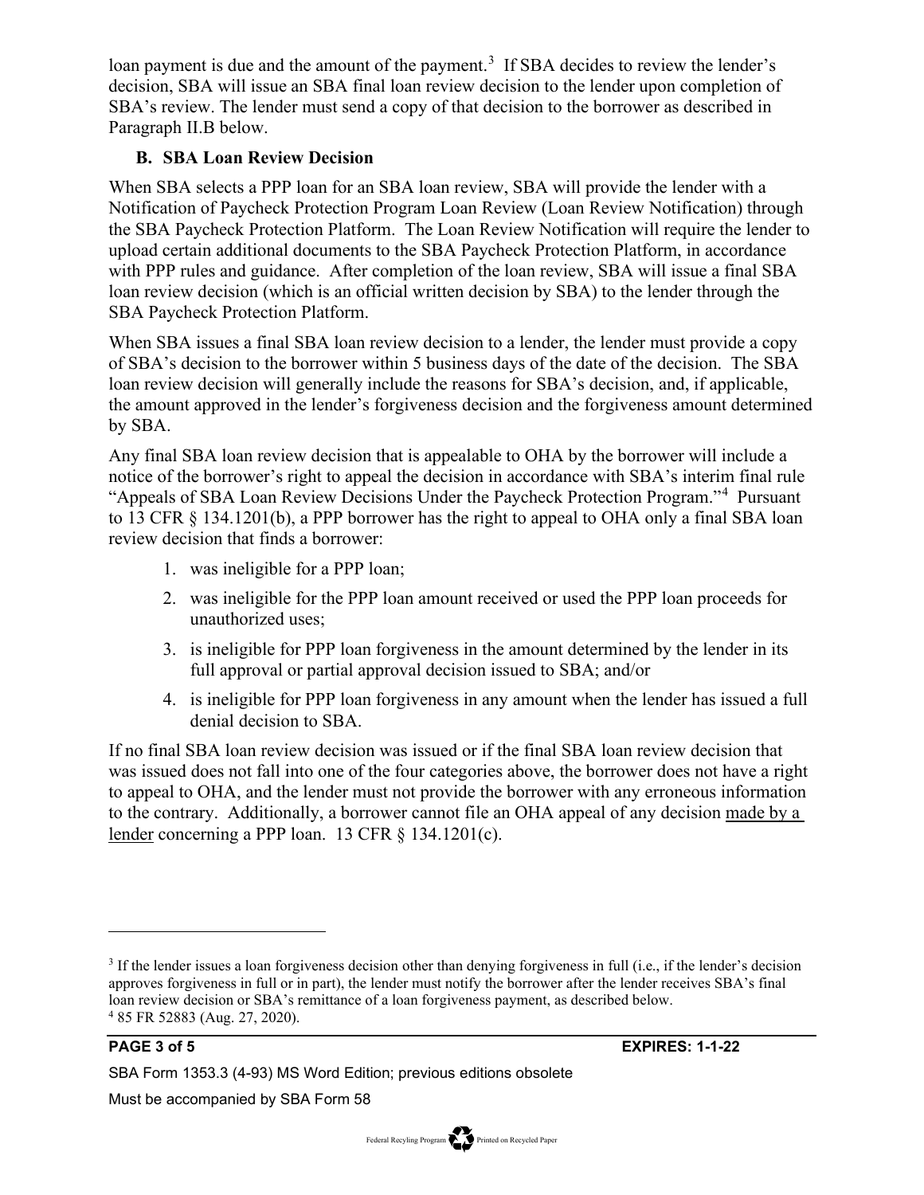loan payment is due and the amount of the payment.[3] If SBA decides to review the lender's decision, SBA will issue an SBA final loan review decision to the lender upon completion of SBA's review. The lender must send a copy of that decision to the borrower as described in Paragraph II.B below.

### B. SBA Loan Review Decision

When SBA selects a PPP loan for an SBA loan review, SBA will provide the lender with a Notification of Paycheck Protection Program Loan Review (Loan Review Notification) through the SBA Paycheck Protection Platform. The Loan Review Notification will require the lender to upload certain additional documents to the SBA Paycheck Protection Platform, in accordance with PPP rules and guidance. After completion of the loan review, SBA will issue a final SBA loan review decision (which is an official written decision by SBA) to the lender through the SBA Paycheck Protection Platform.

When SBA issues a final SBA loan review decision to a lender, the lender must provide a copy of SBA's decision to the borrower within 5 business days of the date of the decision. The SBA loan review decision will generally include the reasons for SBA's decision, and, if applicable, the amount approved in the lender's forgiveness decision and the forgiveness amount determined by SBA.

Any final SBA loan review decision that is appealable to OHA by the borrower will include a notice of the borrower's right to appeal the decision in accordance with SBA's interim final rule "Appeals of SBA Loan Review Decisions Under the Paycheck Protection Program."[4] Pursuant to 13 CFR § 134.1201(b), a PPP borrower has the right to appeal to OHA only a final SBA loan review decision that finds a borrower:

1. was ineligible for a PPP loan;
2. was ineligible for the PPP loan amount received or used the PPP loan proceeds for unauthorized uses;
3. is ineligible for PPP loan forgiveness in the amount determined by the lender in its full approval or partial approval decision issued to SBA; and/or
4. is ineligible for PPP loan forgiveness in any amount when the lender has issued a full denial decision to SBA.

If no final SBA loan review decision was issued or if the final SBA loan review decision that was issued does not fall into one of the four categories above, the borrower does not have a right to appeal to OHA, and the lender must not provide the borrower with any erroneous information to the contrary. Additionally, a borrower cannot file an OHA appeal of any decision made by a lender concerning a PPP loan. 13 CFR § 134.1201(c).

---

[3] If the lender issues a loan forgiveness decision other than denying forgiveness in full (i.e., if the lender's decision approves forgiveness in full or in part), the lender must notify the borrower after the lender receives SBA's final loan review decision or SBA's remittance of a loan forgiveness payment, as described below.

[4] 85 FR 52883 (Aug. 27, 2020).

**EXPIRES: 1-1-22**

SBA Form 1353.3 (4-93) MS Word Edition; previous editions obsolete

Must be accompanied by SBA Form 58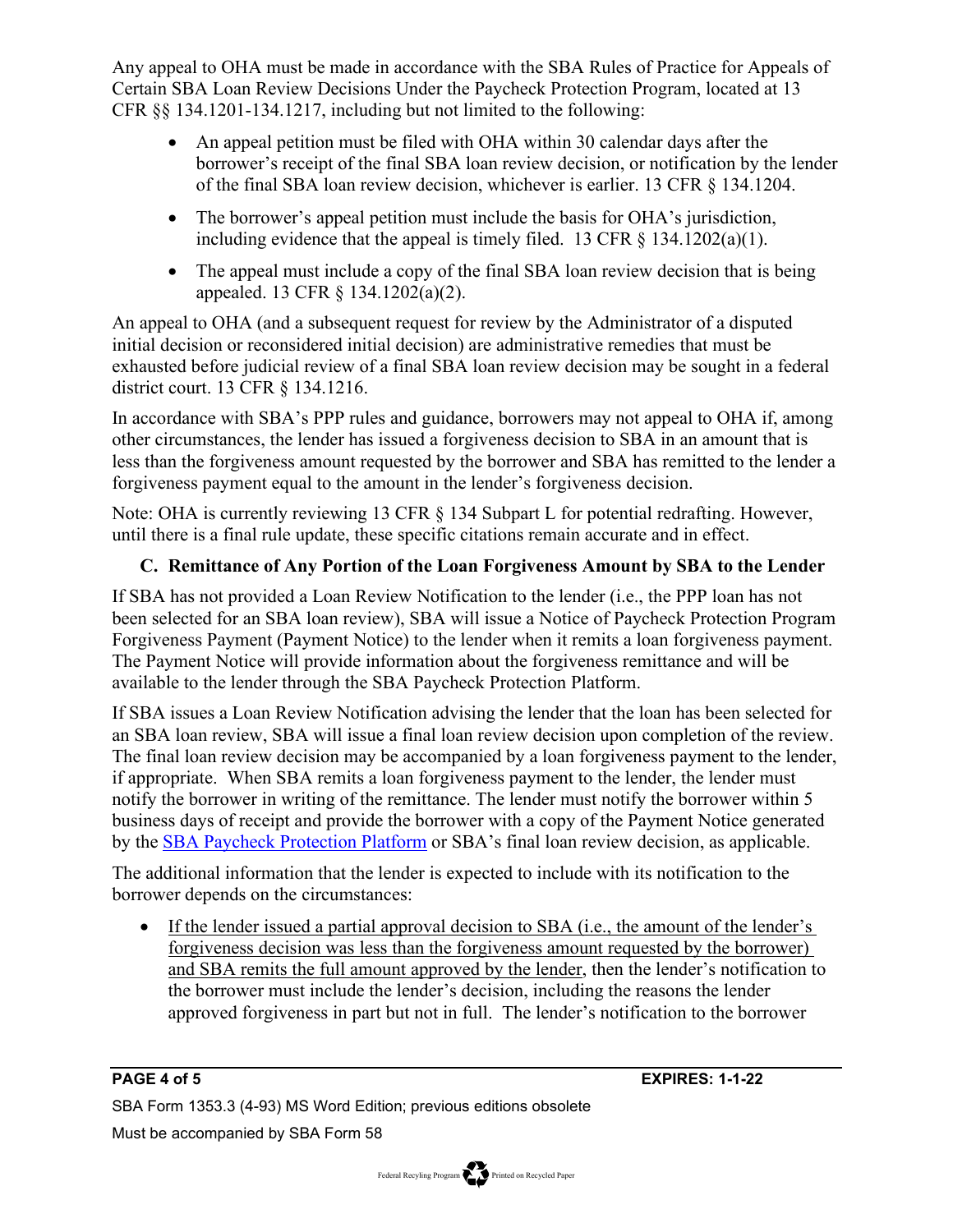Any appeal to OHA must be made in accordance with the SBA Rules of Practice for Appeals of Certain SBA Loan Review Decisions Under the Paycheck Protection Program, located at 13 CFR §§ 134.1201-134.1217, including but not limited to the following:

- An appeal petition must be filed with OHA within 30 calendar days after the borrower's receipt of the final SBA loan review decision, or notification by the lender of the final SBA loan review decision, whichever is earlier. 13 CFR § 134.1204.
- The borrower's appeal petition must include the basis for OHA's jurisdiction, including evidence that the appeal is timely filed. 13 CFR § 134.1202(a)(1).
- The appeal must include a copy of the final SBA loan review decision that is being appealed. 13 CFR § 134.1202(a)(2).

An appeal to OHA (and a subsequent request for review by the Administrator of a disputed initial decision or reconsidered initial decision) are administrative remedies that must be exhausted before judicial review of a final SBA loan review decision may be sought in a federal district court. 13 CFR § 134.1216.

In accordance with SBA's PPP rules and guidance, borrowers may not appeal to OHA if, among other circumstances, the lender has issued a forgiveness decision to SBA in an amount that is less than the forgiveness amount requested by the borrower and SBA has remitted to the lender a forgiveness payment equal to the amount in the lender's forgiveness decision.

Note: OHA is currently reviewing 13 CFR § 134 Subpart L for potential redrafting. However, until there is a final rule update, these specific citations remain accurate and in effect.

### C. Remittance of Any Portion of the Loan Forgiveness Amount by SBA to the Lender

If SBA has not provided a Loan Review Notification to the lender (i.e., the PPP loan has not been selected for an SBA loan review), SBA will issue a Notice of Paycheck Protection Program Forgiveness Payment (Payment Notice) to the lender when it remits a loan forgiveness payment. The Payment Notice will provide information about the forgiveness remittance and will be available to the lender through the SBA Paycheck Protection Platform.

If SBA issues a Loan Review Notification advising the lender that the loan has been selected for an SBA loan review, SBA will issue a final loan review decision upon completion of the review. The final loan review decision may be accompanied by a loan forgiveness payment to the lender, if appropriate. When SBA remits a loan forgiveness payment to the lender, the lender must notify the borrower in writing of the remittance. The lender must notify the borrower within 5 business days of receipt and provide the borrower with a copy of the Payment Notice generated by the SBA Paycheck Protection Platform or SBA's final loan review decision, as applicable.

The additional information that the lender is expected to include with its notification to the borrower depends on the circumstances:

- <u>If the lender issued a partial approval decision to SBA (i.e., the amount of the lender's forgiveness decision was less than the forgiveness amount requested by the borrower) and SBA remits the full amount approved by the lender</u>, then the lender's notification to the borrower must include the lender's decision, including the reasons the lender approved forgiveness in part but not in full. The lender's notification to the borrower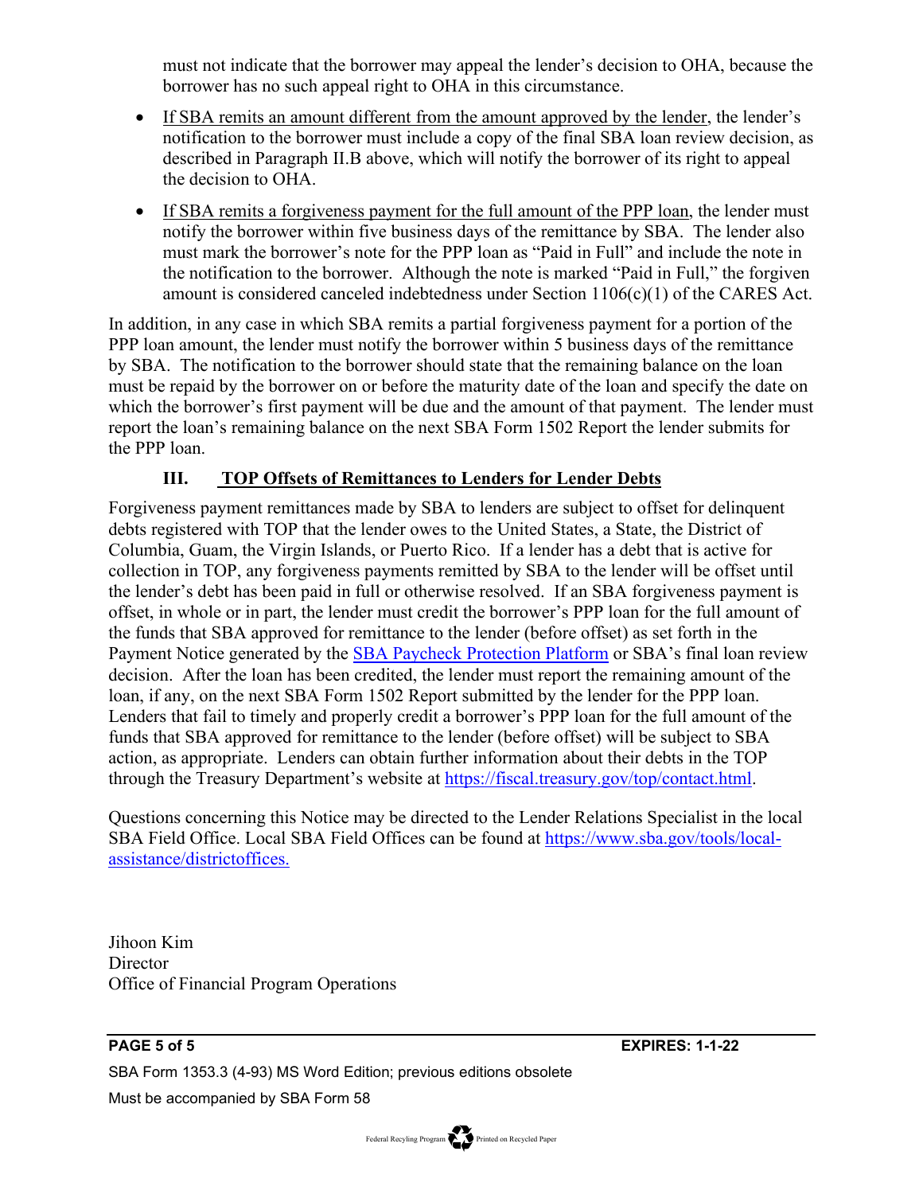must not indicate that the borrower may appeal the lender's decision to OHA, because the borrower has no such appeal right to OHA in this circumstance.

- If SBA remits an amount different from the amount approved by the lender, the lender's notification to the borrower must include a copy of the final SBA loan review decision, as described in Paragraph II.B above, which will notify the borrower of its right to appeal the decision to OHA.
- If SBA remits a forgiveness payment for the full amount of the PPP loan, the lender must notify the borrower within five business days of the remittance by SBA. The lender also must mark the borrower's note for the PPP loan as "Paid in Full" and include the note in the notification to the borrower. Although the note is marked "Paid in Full," the forgiven amount is considered canceled indebtedness under Section 1106(c)(1) of the CARES Act.

In addition, in any case in which SBA remits a partial forgiveness payment for a portion of the PPP loan amount, the lender must notify the borrower within 5 business days of the remittance by SBA. The notification to the borrower should state that the remaining balance on the loan must be repaid by the borrower on or before the maturity date of the loan and specify the date on which the borrower's first payment will be due and the amount of that payment. The lender must report the loan's remaining balance on the next SBA Form 1502 Report the lender submits for the PPP loan.

## III. TOP Offsets of Remittances to Lenders for Lender Debts

Forgiveness payment remittances made by SBA to lenders are subject to offset for delinquent debts registered with TOP that the lender owes to the United States, a State, the District of Columbia, Guam, the Virgin Islands, or Puerto Rico. If a lender has a debt that is active for collection in TOP, any forgiveness payments remitted by SBA to the lender will be offset until the lender's debt has been paid in full or otherwise resolved. If an SBA forgiveness payment is offset, in whole or in part, the lender must credit the borrower's PPP loan for the full amount of the funds that SBA approved for remittance to the lender (before offset) as set forth in the Payment Notice generated by the SBA Paycheck Protection Platform or SBA's final loan review decision. After the loan has been credited, the lender must report the remaining amount of the loan, if any, on the next SBA Form 1502 Report submitted by the lender for the PPP loan. Lenders that fail to timely and properly credit a borrower's PPP loan for the full amount of the funds that SBA approved for remittance to the lender (before offset) will be subject to SBA action, as appropriate. Lenders can obtain further information about their debts in the TOP through the Treasury Department's website at https://fiscal.treasury.gov/top/contact.html.

Questions concerning this Notice may be directed to the Lender Relations Specialist in the local SBA Field Office. Local SBA Field Offices can be found at https://www.sba.gov/tools/local-assistance/districtoffices.

Jihoon Kim
Director
Office of Financial Program Operations

**EXPIRES: 1-1-22**

SBA Form 1353.3 (4-93) MS Word Edition; previous editions obsolete

Must be accompanied by SBA Form 58

Federal Recyling Program Printed on Recycled Paper